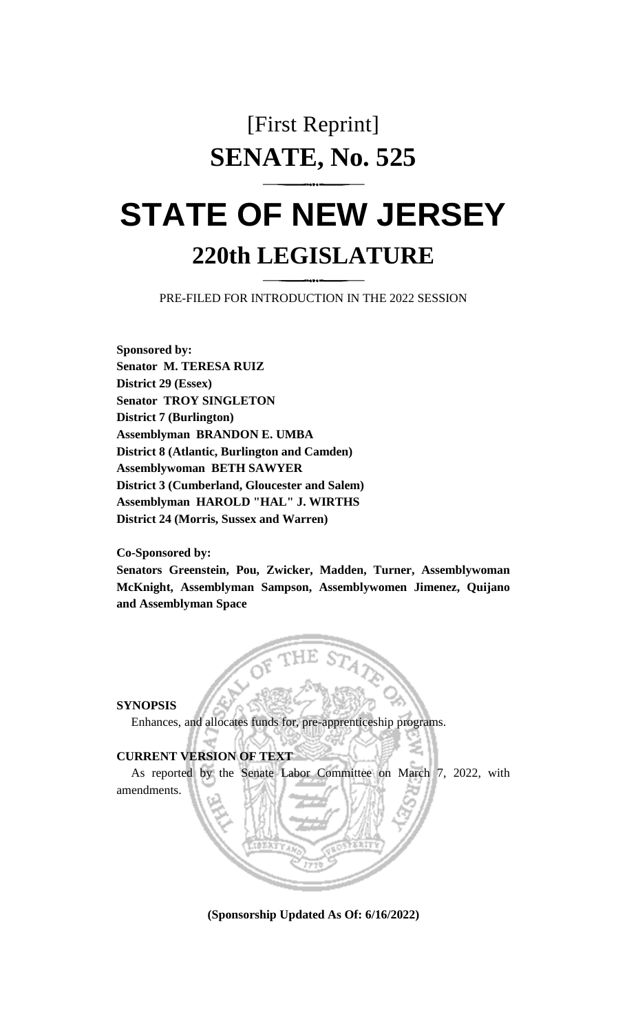# [First Reprint]

# SENATE, No. 525

# STATE OF NEW JERSEY

## 220th LEGISLATURE

PRE-FILED FOR INTRODUCTION IN THE 2022 SESSION

**Sponsored by:**
**Senator M. TERESA RUIZ**
**District 29 (Essex)**
**Senator TROY SINGLETON**
**District 7 (Burlington)**
**Assemblyman BRANDON E. UMBA**
**District 8 (Atlantic, Burlington and Camden)**
**Assemblywoman BETH SAWYER**
**District 3 (Cumberland, Gloucester and Salem)**
**Assemblyman HAROLD "HAL" J. WIRTHS**
**District 24 (Morris, Sussex and Warren)**

**Co-Sponsored by:**
**Senators Greenstein, Pou, Zwicker, Madden, Turner, Assemblywoman McKnight, Assemblyman Sampson, Assemblywomen Jimenez, Quijano and Assemblyman Space**

**SYNOPSIS**

Enhances, and allocates funds for, pre-apprenticeship programs.

**CURRENT VERSION OF TEXT**

As reported by the Senate Labor Committee on March 7, 2022, with amendments.

**(Sponsorship Updated As Of: 6/16/2022)**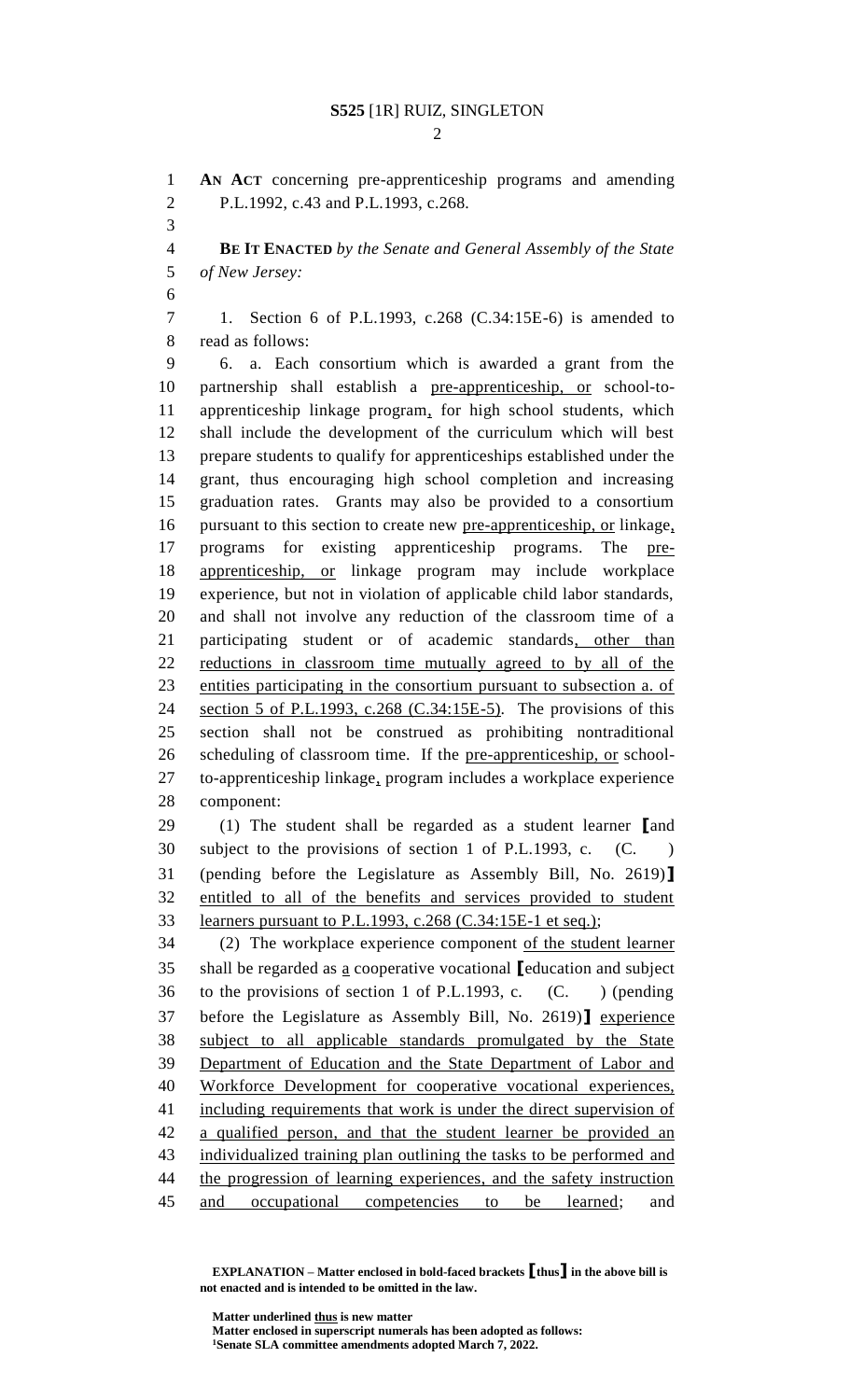AN ACT concerning pre-apprenticeship programs and amending P.L.1992, c.43 and P.L.1993, c.268.

**BE IT ENACTED** *by the Senate and General Assembly of the State of New Jersey:*

1. Section 6 of P.L.1993, c.268 (C.34:15E-6) is amended to read as follows:

6. a. Each consortium which is awarded a grant from the partnership shall establish a pre-apprenticeship, or school-to-apprenticeship linkage program, for high school students, which shall include the development of the curriculum which will best prepare students to qualify for apprenticeships established under the grant, thus encouraging high school completion and increasing graduation rates. Grants may also be provided to a consortium pursuant to this section to create new pre-apprenticeship, or linkage, programs for existing apprenticeship programs. The pre-apprenticeship, or linkage program may include workplace experience, but not in violation of applicable child labor standards, and shall not involve any reduction of the classroom time of a participating student or of academic standards, other than reductions in classroom time mutually agreed to by all of the entities participating in the consortium pursuant to subsection a. of section 5 of P.L.1993, c.268 (C.34:15E-5). The provisions of this section shall not be construed as prohibiting nontraditional scheduling of classroom time. If the pre-apprenticeship, or school-to-apprenticeship linkage, program includes a workplace experience component:

(1) The student shall be regarded as a student learner **[**and subject to the provisions of section 1 of P.L.1993, c. (C. ) (pending before the Legislature as Assembly Bill, No. 2619)**]** entitled to all of the benefits and services provided to student learners pursuant to P.L.1993, c.268 (C.34:15E-1 et seq.);

(2) The workplace experience component of the student learner shall be regarded as a cooperative vocational **[**education and subject to the provisions of section 1 of P.L.1993, c. (C. ) (pending before the Legislature as Assembly Bill, No. 2619)**]** experience subject to all applicable standards promulgated by the State Department of Education and the State Department of Labor and Workforce Development for cooperative vocational experiences, including requirements that work is under the direct supervision of a qualified person, and that the student learner be provided an individualized training plan outlining the tasks to be performed and the progression of learning experiences, and the safety instruction and occupational competencies to be learned; and

**EXPLANATION – Matter enclosed in bold-faced brackets [thus] in the above bill is not enacted and is intended to be omitted in the law.**

**Matter underlined thus is new matter**
**Matter enclosed in superscript numerals has been adopted as follows:**
**[1]Senate SLA committee amendments adopted March 7, 2022.**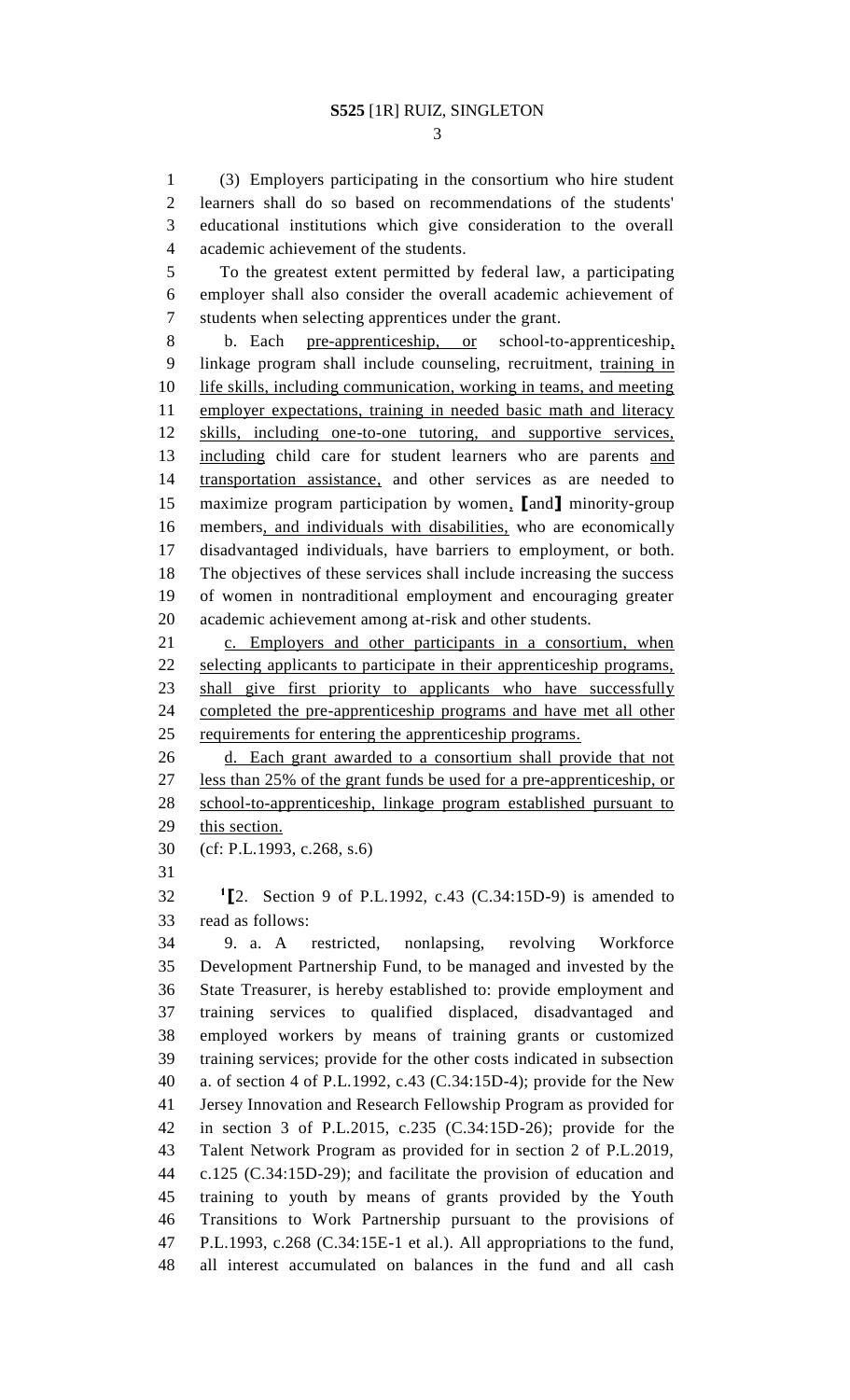(3) Employers participating in the consortium who hire student learners shall do so based on recommendations of the students' educational institutions which give consideration to the overall academic achievement of the students.

To the greatest extent permitted by federal law, a participating employer shall also consider the overall academic achievement of students when selecting apprentices under the grant.

b. Each pre-apprenticeship, or school-to-apprenticeship, linkage program shall include counseling, recruitment, training in life skills, including communication, working in teams, and meeting employer expectations, training in needed basic math and literacy skills, including one-to-one tutoring, and supportive services, including child care for student learners who are parents and transportation assistance, and other services as are needed to maximize program participation by women, [and] minority-group members, and individuals with disabilities, who are economically disadvantaged individuals, have barriers to employment, or both. The objectives of these services shall include increasing the success of women in nontraditional employment and encouraging greater academic achievement among at-risk and other students.

c. Employers and other participants in a consortium, when selecting applicants to participate in their apprenticeship programs, shall give first priority to applicants who have successfully completed the pre-apprenticeship programs and have met all other requirements for entering the apprenticeship programs.

d. Each grant awarded to a consortium shall provide that not less than 25% of the grant funds be used for a pre-apprenticeship, or school-to-apprenticeship, linkage program established pursuant to this section.

(cf: P.L.1993, c.268, s.6)

[1][2. Section 9 of P.L.1992, c.43 (C.34:15D-9) is amended to read as follows:

9. a. A restricted, nonlapsing, revolving Workforce Development Partnership Fund, to be managed and invested by the State Treasurer, is hereby established to: provide employment and training services to qualified displaced, disadvantaged and employed workers by means of training grants or customized training services; provide for the other costs indicated in subsection a. of section 4 of P.L.1992, c.43 (C.34:15D-4); provide for the New Jersey Innovation and Research Fellowship Program as provided for in section 3 of P.L.2015, c.235 (C.34:15D-26); provide for the Talent Network Program as provided for in section 2 of P.L.2019, c.125 (C.34:15D-29); and facilitate the provision of education and training to youth by means of grants provided by the Youth Transitions to Work Partnership pursuant to the provisions of P.L.1993, c.268 (C.34:15E-1 et al.). All appropriations to the fund, all interest accumulated on balances in the fund and all cash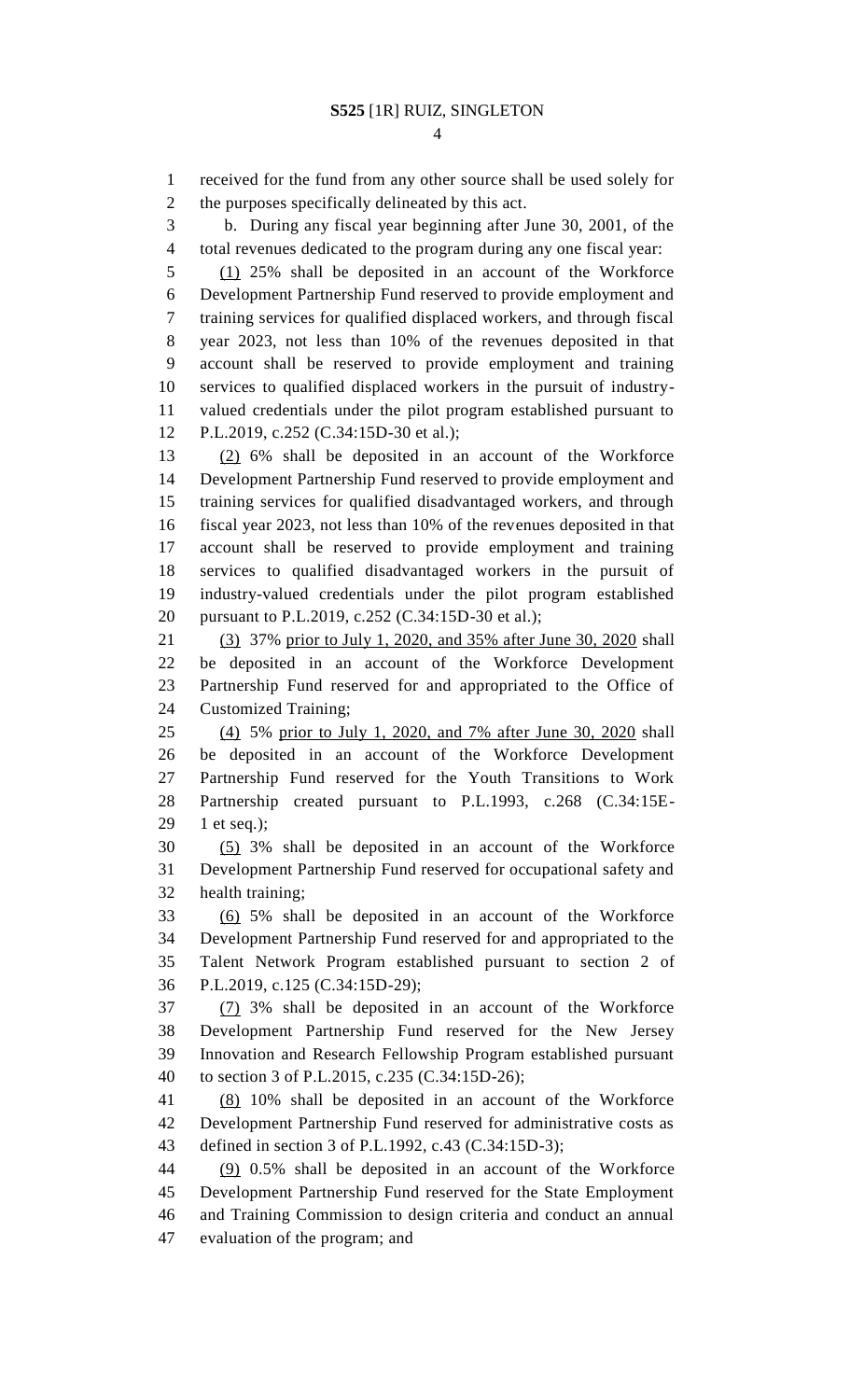received for the fund from any other source shall be used solely for the purposes specifically delineated by this act.

b. During any fiscal year beginning after June 30, 2001, of the total revenues dedicated to the program during any one fiscal year:

(1) 25% shall be deposited in an account of the Workforce Development Partnership Fund reserved to provide employment and training services for qualified displaced workers, and through fiscal year 2023, not less than 10% of the revenues deposited in that account shall be reserved to provide employment and training services to qualified displaced workers in the pursuit of industry-valued credentials under the pilot program established pursuant to P.L.2019, c.252 (C.34:15D-30 et al.);

(2) 6% shall be deposited in an account of the Workforce Development Partnership Fund reserved to provide employment and training services for qualified disadvantaged workers, and through fiscal year 2023, not less than 10% of the revenues deposited in that account shall be reserved to provide employment and training services to qualified disadvantaged workers in the pursuit of industry-valued credentials under the pilot program established pursuant to P.L.2019, c.252 (C.34:15D-30 et al.);

(3) 37% prior to July 1, 2020, and 35% after June 30, 2020 shall be deposited in an account of the Workforce Development Partnership Fund reserved for and appropriated to the Office of Customized Training;

(4) 5% prior to July 1, 2020, and 7% after June 30, 2020 shall be deposited in an account of the Workforce Development Partnership Fund reserved for the Youth Transitions to Work Partnership created pursuant to P.L.1993, c.268 (C.34:15E-1 et seq.);

(5) 3% shall be deposited in an account of the Workforce Development Partnership Fund reserved for occupational safety and health training;

(6) 5% shall be deposited in an account of the Workforce Development Partnership Fund reserved for and appropriated to the Talent Network Program established pursuant to section 2 of P.L.2019, c.125 (C.34:15D-29);

(7) 3% shall be deposited in an account of the Workforce Development Partnership Fund reserved for the New Jersey Innovation and Research Fellowship Program established pursuant to section 3 of P.L.2015, c.235 (C.34:15D-26);

(8) 10% shall be deposited in an account of the Workforce Development Partnership Fund reserved for administrative costs as defined in section 3 of P.L.1992, c.43 (C.34:15D-3);

(9) 0.5% shall be deposited in an account of the Workforce Development Partnership Fund reserved for the State Employment and Training Commission to design criteria and conduct an annual evaluation of the program; and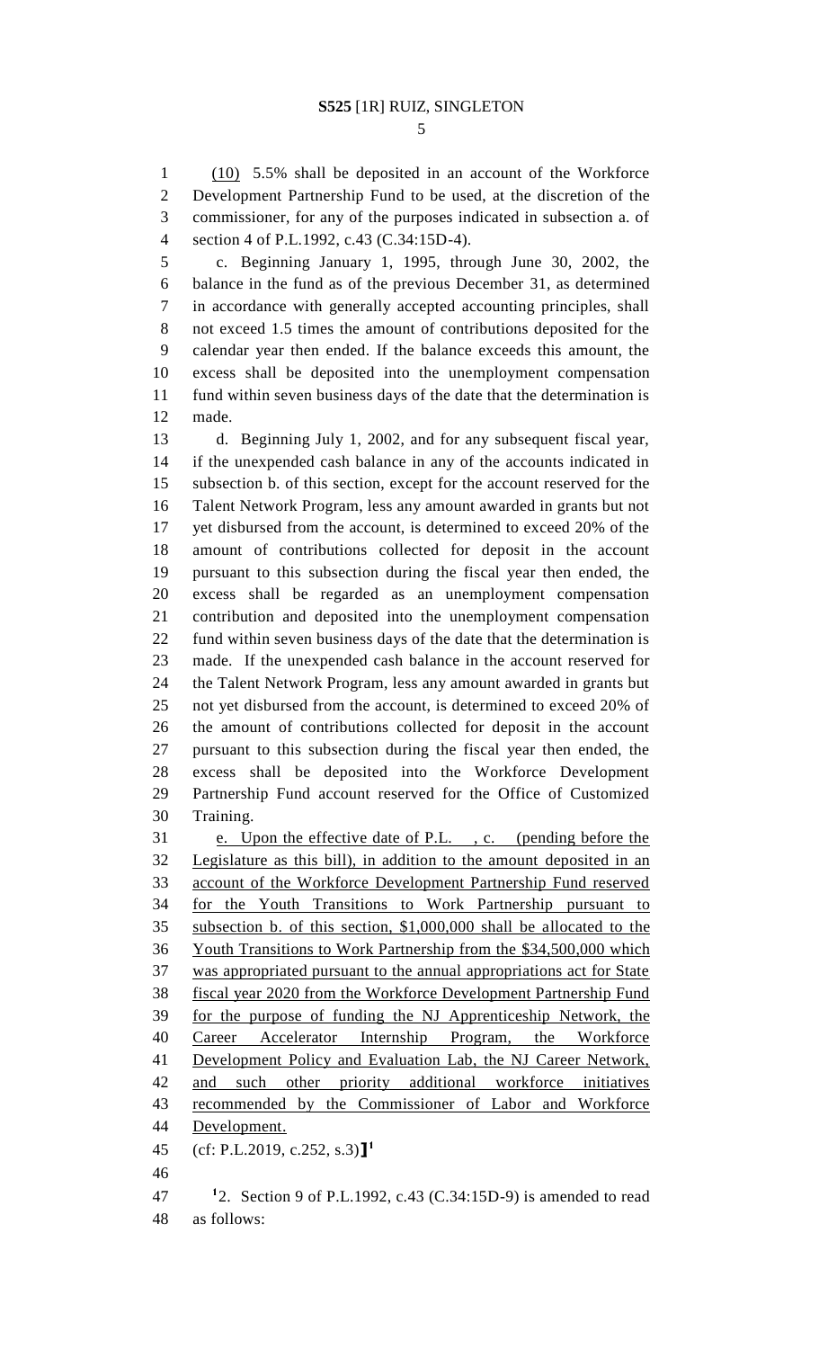(10) 5.5% shall be deposited in an account of the Workforce Development Partnership Fund to be used, at the discretion of the commissioner, for any of the purposes indicated in subsection a. of section 4 of P.L.1992, c.43 (C.34:15D-4).

c. Beginning January 1, 1995, through June 30, 2002, the balance in the fund as of the previous December 31, as determined in accordance with generally accepted accounting principles, shall not exceed 1.5 times the amount of contributions deposited for the calendar year then ended. If the balance exceeds this amount, the excess shall be deposited into the unemployment compensation fund within seven business days of the date that the determination is made.

d. Beginning July 1, 2002, and for any subsequent fiscal year, if the unexpended cash balance in any of the accounts indicated in subsection b. of this section, except for the account reserved for the Talent Network Program, less any amount awarded in grants but not yet disbursed from the account, is determined to exceed 20% of the amount of contributions collected for deposit in the account pursuant to this subsection during the fiscal year then ended, the excess shall be regarded as an unemployment compensation contribution and deposited into the unemployment compensation fund within seven business days of the date that the determination is made. If the unexpended cash balance in the account reserved for the Talent Network Program, less any amount awarded in grants but not yet disbursed from the account, is determined to exceed 20% of the amount of contributions collected for deposit in the account pursuant to this subsection during the fiscal year then ended, the excess shall be deposited into the Workforce Development Partnership Fund account reserved for the Office of Customized Training.

e. Upon the effective date of P.L. , c. (pending before the Legislature as this bill), in addition to the amount deposited in an account of the Workforce Development Partnership Fund reserved for the Youth Transitions to Work Partnership pursuant to subsection b. of this section, $1,000,000 shall be allocated to the Youth Transitions to Work Partnership from the $34,500,000 which was appropriated pursuant to the annual appropriations act for State fiscal year 2020 from the Workforce Development Partnership Fund for the purpose of funding the NJ Apprenticeship Network, the Career Accelerator Internship Program, the Workforce Development Policy and Evaluation Lab, the NJ Career Network, and such other priority additional workforce initiatives recommended by the Commissioner of Labor and Workforce Development.

(cf: P.L.2019, c.252, s.3)]][1]

[1]2. Section 9 of P.L.1992, c.43 (C.34:15D-9) is amended to read as follows: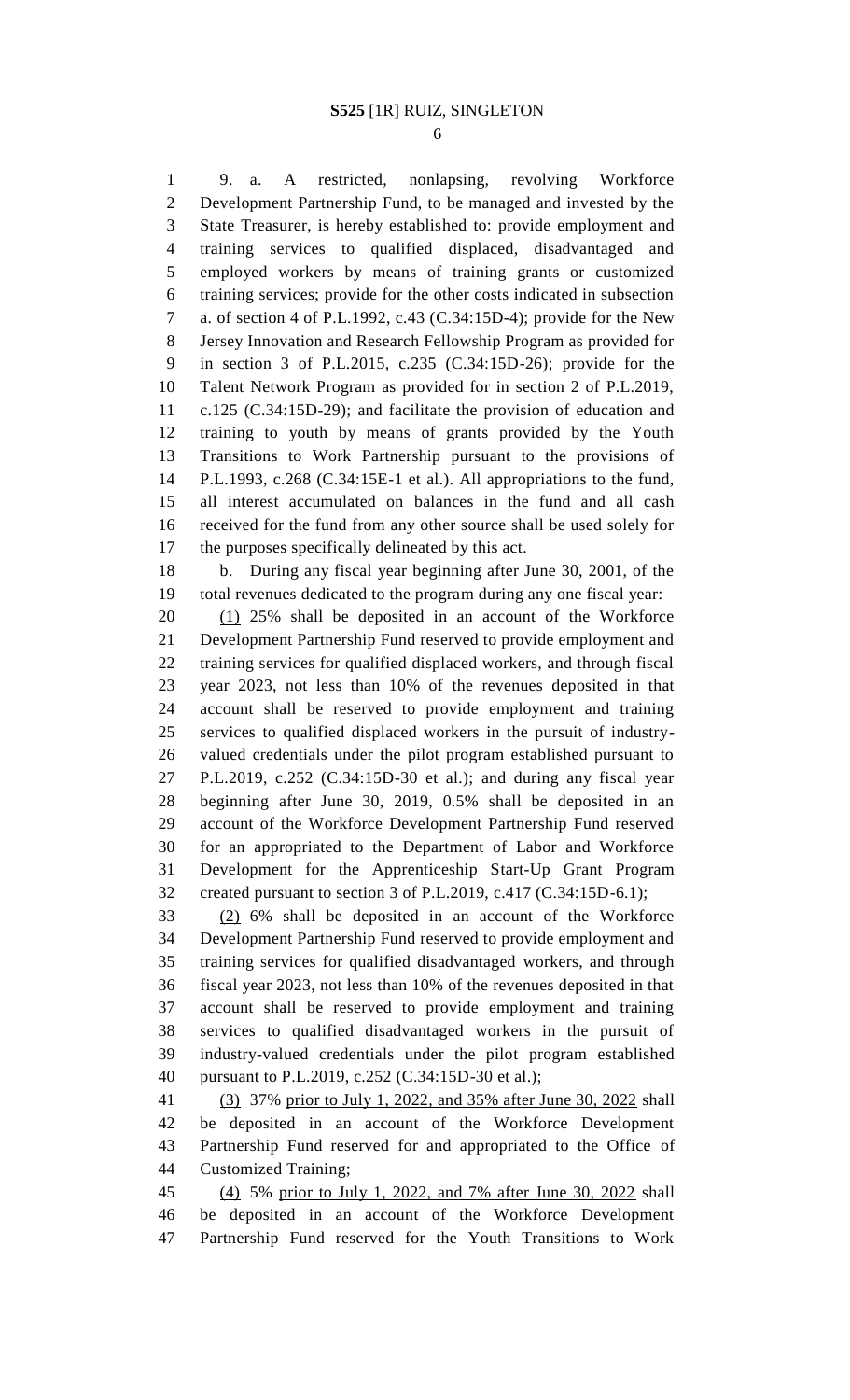9. a. A restricted, nonlapsing, revolving Workforce Development Partnership Fund, to be managed and invested by the State Treasurer, is hereby established to: provide employment and training services to qualified displaced, disadvantaged and employed workers by means of training grants or customized training services; provide for the other costs indicated in subsection a. of section 4 of P.L.1992, c.43 (C.34:15D-4); provide for the New Jersey Innovation and Research Fellowship Program as provided for in section 3 of P.L.2015, c.235 (C.34:15D-26); provide for the Talent Network Program as provided for in section 2 of P.L.2019, c.125 (C.34:15D-29); and facilitate the provision of education and training to youth by means of grants provided by the Youth Transitions to Work Partnership pursuant to the provisions of P.L.1993, c.268 (C.34:15E-1 et al.). All appropriations to the fund, all interest accumulated on balances in the fund and all cash received for the fund from any other source shall be used solely for the purposes specifically delineated by this act.

b. During any fiscal year beginning after June 30, 2001, of the total revenues dedicated to the program during any one fiscal year:

<u>(1)</u> 25% shall be deposited in an account of the Workforce Development Partnership Fund reserved to provide employment and training services for qualified displaced workers, and through fiscal year 2023, not less than 10% of the revenues deposited in that account shall be reserved to provide employment and training services to qualified displaced workers in the pursuit of industry-valued credentials under the pilot program established pursuant to P.L.2019, c.252 (C.34:15D-30 et al.); and during any fiscal year beginning after June 30, 2019, 0.5% shall be deposited in an account of the Workforce Development Partnership Fund reserved for an appropriated to the Department of Labor and Workforce Development for the Apprenticeship Start-Up Grant Program created pursuant to section 3 of P.L.2019, c.417 (C.34:15D-6.1);

<u>(2)</u> 6% shall be deposited in an account of the Workforce Development Partnership Fund reserved to provide employment and training services for qualified disadvantaged workers, and through fiscal year 2023, not less than 10% of the revenues deposited in that account shall be reserved to provide employment and training services to qualified disadvantaged workers in the pursuit of industry-valued credentials under the pilot program established pursuant to P.L.2019, c.252 (C.34:15D-30 et al.);

<u>(3)</u> 37% <u>prior to July 1, 2022, and 35% after June 30, 2022</u> shall be deposited in an account of the Workforce Development Partnership Fund reserved for and appropriated to the Office of Customized Training;

<u>(4)</u> 5% <u>prior to July 1, 2022, and 7% after June 30, 2022</u> shall be deposited in an account of the Workforce Development Partnership Fund reserved for the Youth Transitions to Work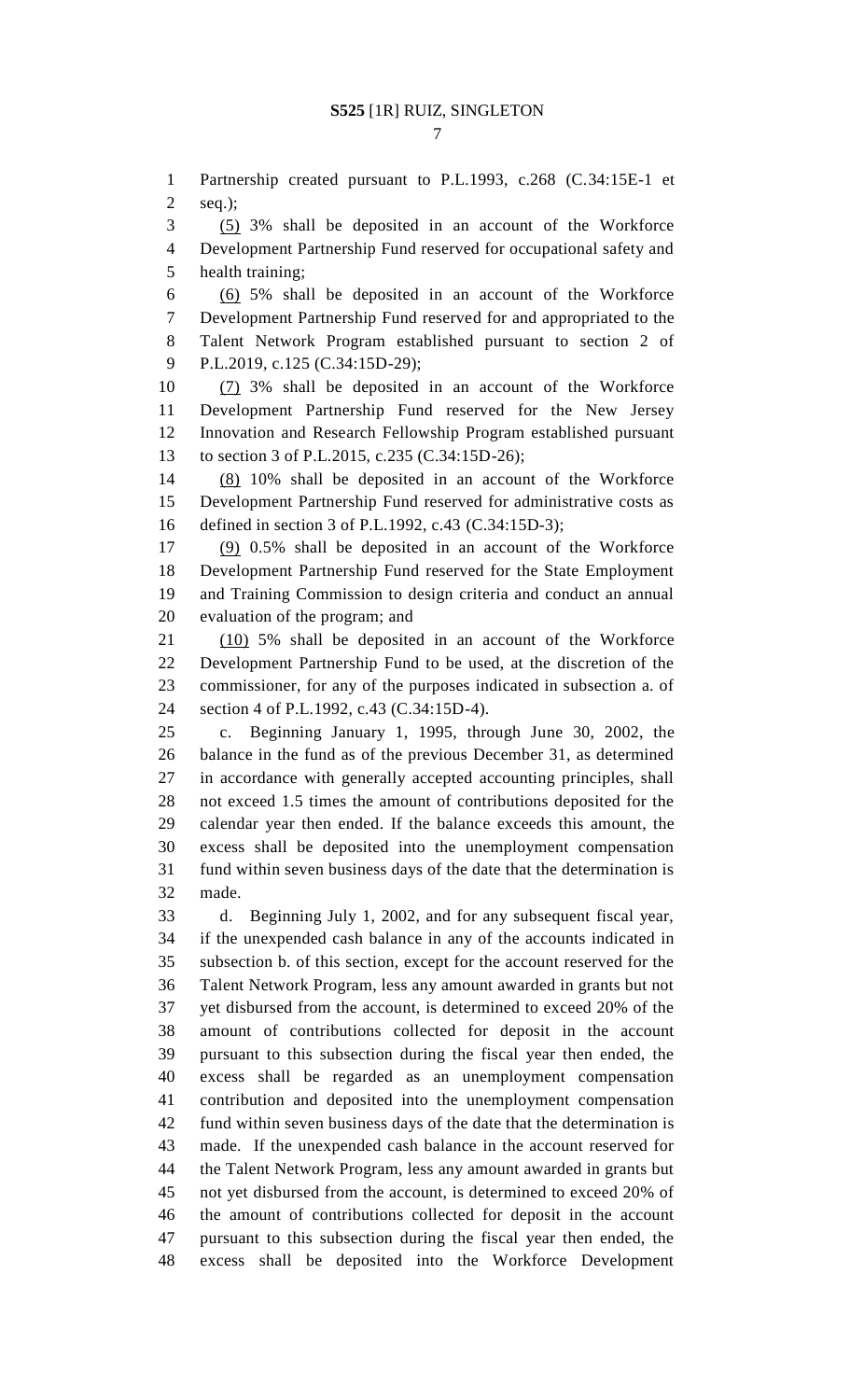Partnership created pursuant to P.L.1993, c.268 (C.34:15E-1 et seq.);

<u>(5)</u> 3% shall be deposited in an account of the Workforce Development Partnership Fund reserved for occupational safety and health training;

<u>(6)</u> 5% shall be deposited in an account of the Workforce Development Partnership Fund reserved for and appropriated to the Talent Network Program established pursuant to section 2 of P.L.2019, c.125 (C.34:15D-29);

<u>(7)</u> 3% shall be deposited in an account of the Workforce Development Partnership Fund reserved for the New Jersey Innovation and Research Fellowship Program established pursuant to section 3 of P.L.2015, c.235 (C.34:15D-26);

<u>(8)</u> 10% shall be deposited in an account of the Workforce Development Partnership Fund reserved for administrative costs as defined in section 3 of P.L.1992, c.43 (C.34:15D-3);

<u>(9)</u> 0.5% shall be deposited in an account of the Workforce Development Partnership Fund reserved for the State Employment and Training Commission to design criteria and conduct an annual evaluation of the program; and

<u>(10)</u> 5% shall be deposited in an account of the Workforce Development Partnership Fund to be used, at the discretion of the commissioner, for any of the purposes indicated in subsection a. of section 4 of P.L.1992, c.43 (C.34:15D-4).

c. Beginning January 1, 1995, through June 30, 2002, the balance in the fund as of the previous December 31, as determined in accordance with generally accepted accounting principles, shall not exceed 1.5 times the amount of contributions deposited for the calendar year then ended. If the balance exceeds this amount, the excess shall be deposited into the unemployment compensation fund within seven business days of the date that the determination is made.

d. Beginning July 1, 2002, and for any subsequent fiscal year, if the unexpended cash balance in any of the accounts indicated in subsection b. of this section, except for the account reserved for the Talent Network Program, less any amount awarded in grants but not yet disbursed from the account, is determined to exceed 20% of the amount of contributions collected for deposit in the account pursuant to this subsection during the fiscal year then ended, the excess shall be regarded as an unemployment compensation contribution and deposited into the unemployment compensation fund within seven business days of the date that the determination is made. If the unexpended cash balance in the account reserved for the Talent Network Program, less any amount awarded in grants but not yet disbursed from the account, is determined to exceed 20% of the amount of contributions collected for deposit in the account pursuant to this subsection during the fiscal year then ended, the excess shall be deposited into the Workforce Development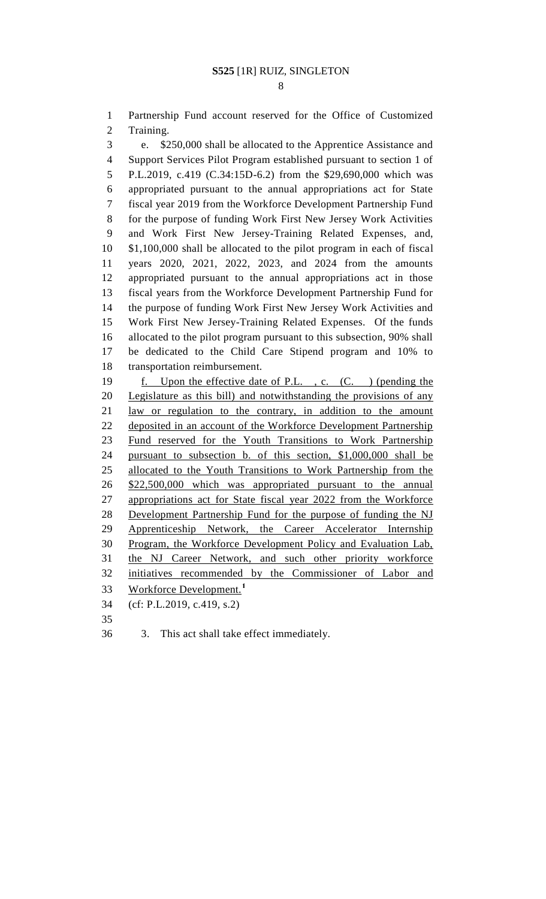Partnership Fund account reserved for the Office of Customized Training.

e. $250,000 shall be allocated to the Apprentice Assistance and Support Services Pilot Program established pursuant to section 1 of P.L.2019, c.419 (C.34:15D-6.2) from the $29,690,000 which was appropriated pursuant to the annual appropriations act for State fiscal year 2019 from the Workforce Development Partnership Fund for the purpose of funding Work First New Jersey Work Activities and Work First New Jersey-Training Related Expenses, and, $1,100,000 shall be allocated to the pilot program in each of fiscal years 2020, 2021, 2022, 2023, and 2024 from the amounts appropriated pursuant to the annual appropriations act in those fiscal years from the Workforce Development Partnership Fund for the purpose of funding Work First New Jersey Work Activities and Work First New Jersey-Training Related Expenses. Of the funds allocated to the pilot program pursuant to this subsection, 90% shall be dedicated to the Child Care Stipend program and 10% to transportation reimbursement.

f. Upon the effective date of P.L. , c. (C. ) (pending the Legislature as this bill) and notwithstanding the provisions of any law or regulation to the contrary, in addition to the amount deposited in an account of the Workforce Development Partnership Fund reserved for the Youth Transitions to Work Partnership pursuant to subsection b. of this section, $1,000,000 shall be allocated to the Youth Transitions to Work Partnership from the $22,500,000 which was appropriated pursuant to the annual appropriations act for State fiscal year 2022 from the Workforce Development Partnership Fund for the purpose of funding the NJ Apprenticeship Network, the Career Accelerator Internship Program, the Workforce Development Policy and Evaluation Lab, the NJ Career Network, and such other priority workforce initiatives recommended by the Commissioner of Labor and Workforce Development.[1]

(cf: P.L.2019, c.419, s.2)

3. This act shall take effect immediately.